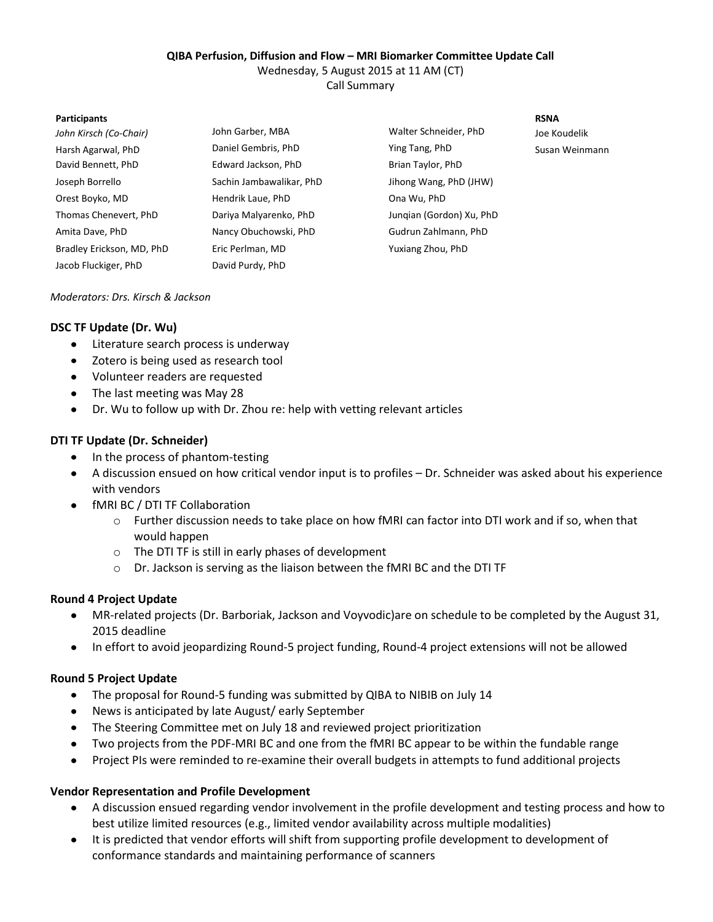**QIBA Perfusion, Diffusion and Flow – MRI Biomarker Committee Update Call**

Wednesday, 5 August 2015 at 11 AM (CT)

Call Summary

| Participants | | | RSNA |
|---|---|---|---|
| *John Kirsch (Co-Chair)* | John Garber, MBA | Walter Schneider, PhD | Joe Koudelik |
| Harsh Agarwal, PhD | Daniel Gembris, PhD | Ying Tang, PhD | Susan Weinmann |
| David Bennett, PhD | Edward Jackson, PhD | Brian Taylor, PhD | |
| Joseph Borrello | Sachin Jambawalikar, PhD | Jihong Wang, PhD (JHW) | |
| Orest Boyko, MD | Hendrik Laue, PhD | Ona Wu, PhD | |
| Thomas Chenevert, PhD | Dariya Malyarenko, PhD | Junqian (Gordon) Xu, PhD | |
| Amita Dave, PhD | Nancy Obuchowski, PhD | Gudrun Zahlmann, PhD | |
| Bradley Erickson, MD, PhD | Eric Perlman, MD | Yuxiang Zhou, PhD | |
| Jacob Fluckiger, PhD | David Purdy, PhD | | |

*Moderators: Drs. Kirsch & Jackson*

**DSC TF Update (Dr. Wu)**

- Literature search process is underway
- Zotero is being used as research tool
- Volunteer readers are requested
- The last meeting was May 28
- Dr. Wu to follow up with Dr. Zhou re: help with vetting relevant articles

**DTI TF Update (Dr. Schneider)**

- In the process of phantom-testing
- A discussion ensued on how critical vendor input is to profiles – Dr. Schneider was asked about his experience with vendors
- fMRI BC / DTI TF Collaboration
    - Further discussion needs to take place on how fMRI can factor into DTI work and if so, when that would happen
    - The DTI TF is still in early phases of development
    - Dr. Jackson is serving as the liaison between the fMRI BC and the DTI TF

**Round 4 Project Update**

- MR-related projects (Dr. Barboriak, Jackson and Voyvodic)are on schedule to be completed by the August 31, 2015 deadline
- In effort to avoid jeopardizing Round-5 project funding, Round-4 project extensions will not be allowed

**Round 5 Project Update**

- The proposal for Round-5 funding was submitted by QIBA to NIBIB on July 14
- News is anticipated by late August/ early September
- The Steering Committee met on July 18 and reviewed project prioritization
- Two projects from the PDF-MRI BC and one from the fMRI BC appear to be within the fundable range
- Project PIs were reminded to re-examine their overall budgets in attempts to fund additional projects

**Vendor Representation and Profile Development**

- A discussion ensued regarding vendor involvement in the profile development and testing process and how to best utilize limited resources (e.g., limited vendor availability across multiple modalities)
- It is predicted that vendor efforts will shift from supporting profile development to development of conformance standards and maintaining performance of scanners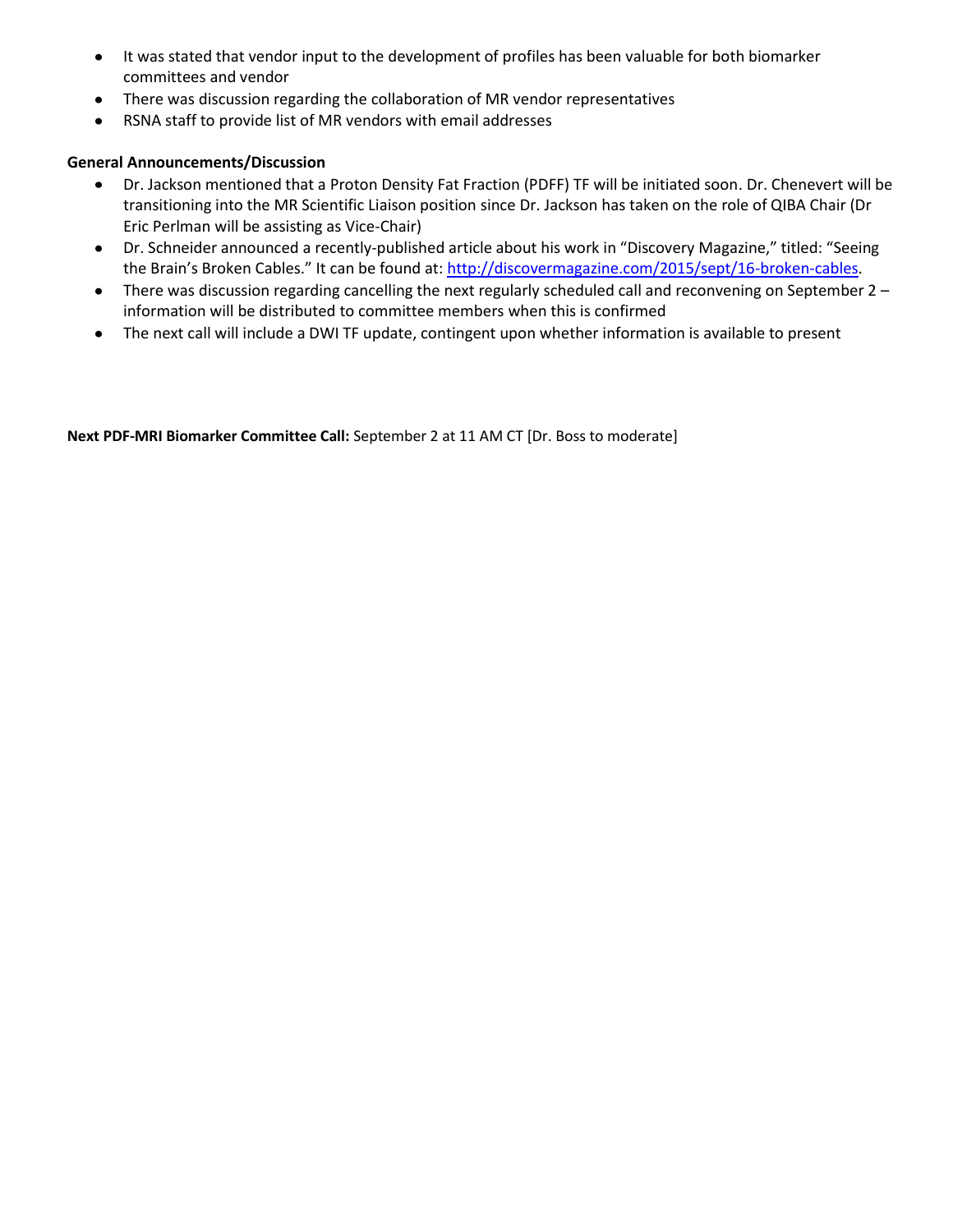- It was stated that vendor input to the development of profiles has been valuable for both biomarker committees and vendor
- There was discussion regarding the collaboration of MR vendor representatives
- RSNA staff to provide list of MR vendors with email addresses

**General Announcements/Discussion**

- Dr. Jackson mentioned that a Proton Density Fat Fraction (PDFF) TF will be initiated soon. Dr. Chenevert will be transitioning into the MR Scientific Liaison position since Dr. Jackson has taken on the role of QIBA Chair (Dr Eric Perlman will be assisting as Vice-Chair)
- Dr. Schneider announced a recently-published article about his work in "Discovery Magazine," titled: "Seeing the Brain's Broken Cables." It can be found at: http://discovermagazine.com/2015/sept/16-broken-cables.
- There was discussion regarding cancelling the next regularly scheduled call and reconvening on September 2 – information will be distributed to committee members when this is confirmed
- The next call will include a DWI TF update, contingent upon whether information is available to present

**Next PDF-MRI Biomarker Committee Call:** September 2 at 11 AM CT [Dr. Boss to moderate]